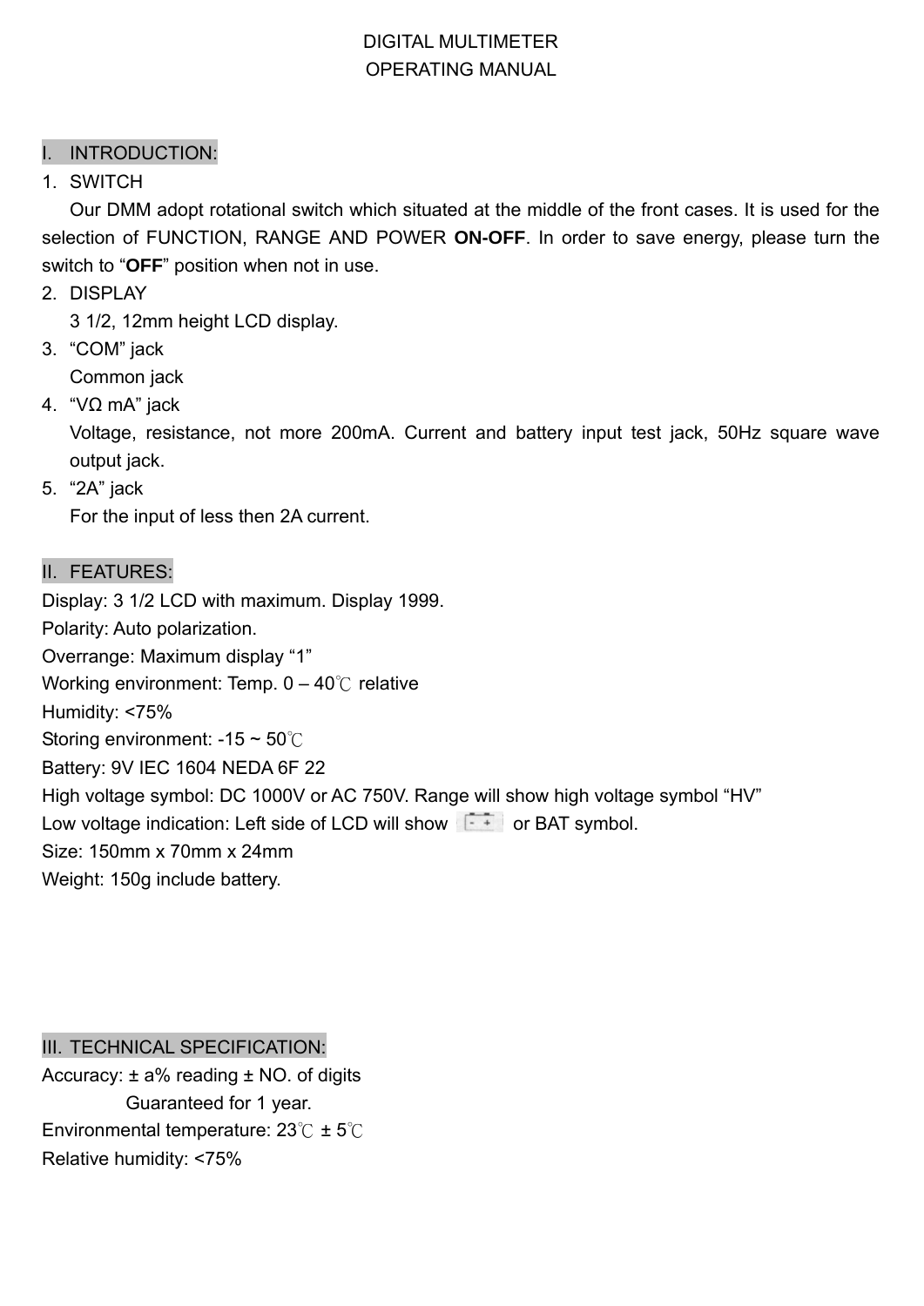# DIGITAL MULTIMETER
# OPERATING MANUAL

## I. INTRODUCTION:

1. SWITCH

   Our DMM adopt rotational switch which situated at the middle of the front cases. It is used for the selection of FUNCTION, RANGE AND POWER **ON-OFF**. In order to save energy, please turn the switch to "**OFF**" position when not in use.

2. DISPLAY

   3 1/2, 12mm height LCD display.

3. "COM" jack

   Common jack

4. "VΩ mA" jack

   Voltage, resistance, not more 200mA. Current and battery input test jack, 50Hz square wave output jack.

5. "2A" jack

   For the input of less then 2A current.

## II. FEATURES:

Display: 3 1/2 LCD with maximum. Display 1999.
Polarity: Auto polarization.
Overrange: Maximum display "1"
Working environment: Temp. 0 – 40℃ relative
Humidity: <75%
Storing environment: -15 ~ 50℃
Battery: 9V IEC 1604 NEDA 6F 22
High voltage symbol: DC 1000V or AC 750V. Range will show high voltage symbol "HV"
Low voltage indication: Left side of LCD will show [- +] or BAT symbol.
Size: 150mm x 70mm x 24mm
Weight: 150g include battery.

## III. TECHNICAL SPECIFICATION:

Accuracy: ± a% reading ± NO. of digits
Guaranteed for 1 year.
Environmental temperature: 23℃ ± 5℃
Relative humidity: <75%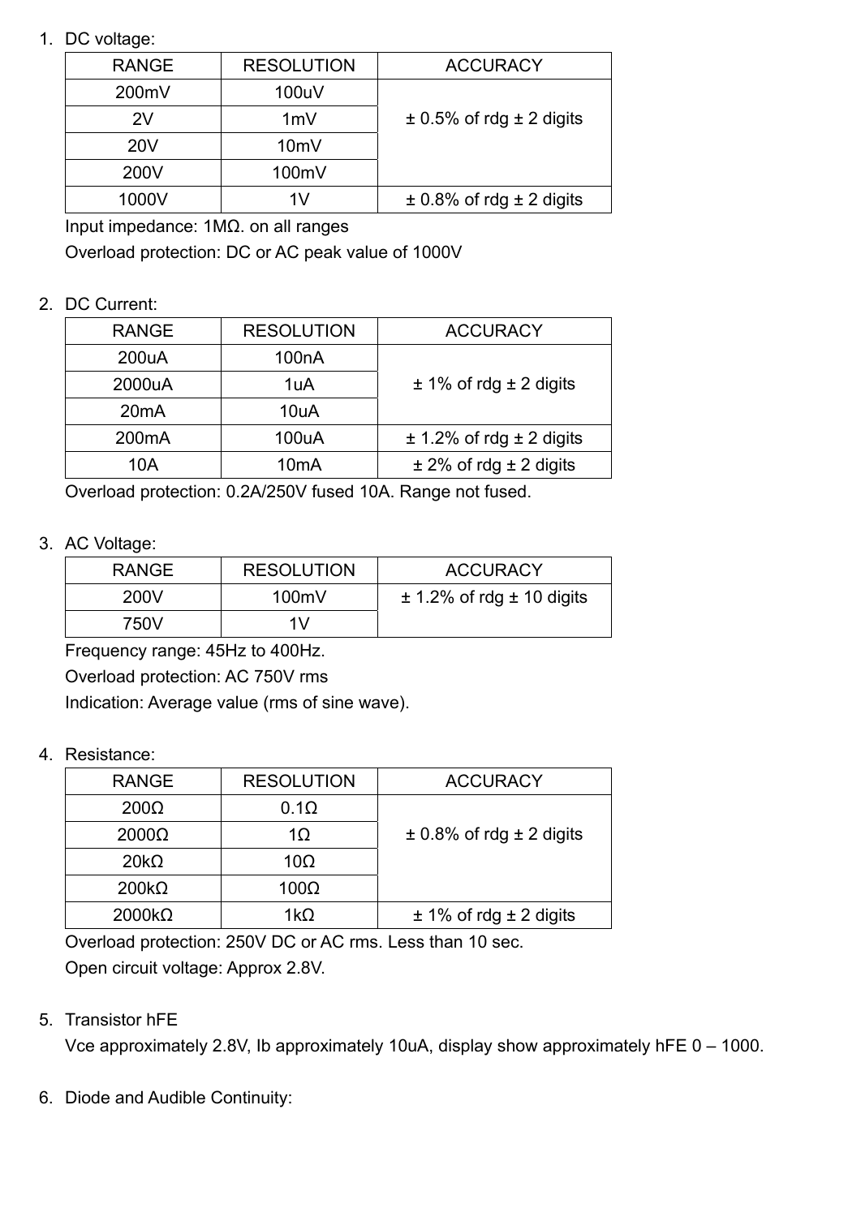1. DC voltage:

| RANGE | RESOLUTION | ACCURACY |
|---|---|---|
| 200mV | 100uV | ± 0.5% of rdg ± 2 digits |
| 2V | 1mV | |
| 20V | 10mV | |
| 200V | 100mV | |
| 1000V | 1V | ± 0.8% of rdg ± 2 digits |

Input impedance: 1MΩ. on all ranges

Overload protection: DC or AC peak value of 1000V

2. DC Current:

| RANGE | RESOLUTION | ACCURACY |
|---|---|---|
| 200uA | 100nA | ± 1% of rdg ± 2 digits |
| 2000uA | 1uA | |
| 20mA | 10uA | |
| 200mA | 100uA | ± 1.2% of rdg ± 2 digits |
| 10A | 10mA | ± 2% of rdg ± 2 digits |

Overload protection: 0.2A/250V fused 10A. Range not fused.

3. AC Voltage:

| RANGE | RESOLUTION | ACCURACY |
|---|---|---|
| 200V | 100mV | ± 1.2% of rdg ± 10 digits |
| 750V | 1V | |

Frequency range: 45Hz to 400Hz.

Overload protection: AC 750V rms

Indication: Average value (rms of sine wave).

4. Resistance:

| RANGE | RESOLUTION | ACCURACY |
|---|---|---|
| 200Ω | 0.1Ω | ± 0.8% of rdg ± 2 digits |
| 2000Ω | 1Ω | |
| 20kΩ | 10Ω | |
| 200kΩ | 100Ω | |
| 2000kΩ | 1kΩ | ± 1% of rdg ± 2 digits |

Overload protection: 250V DC or AC rms. Less than 10 sec.

Open circuit voltage: Approx 2.8V.

5. Transistor hFE

Vce approximately 2.8V, Ib approximately 10uA, display show approximately hFE 0 – 1000.

6. Diode and Audible Continuity: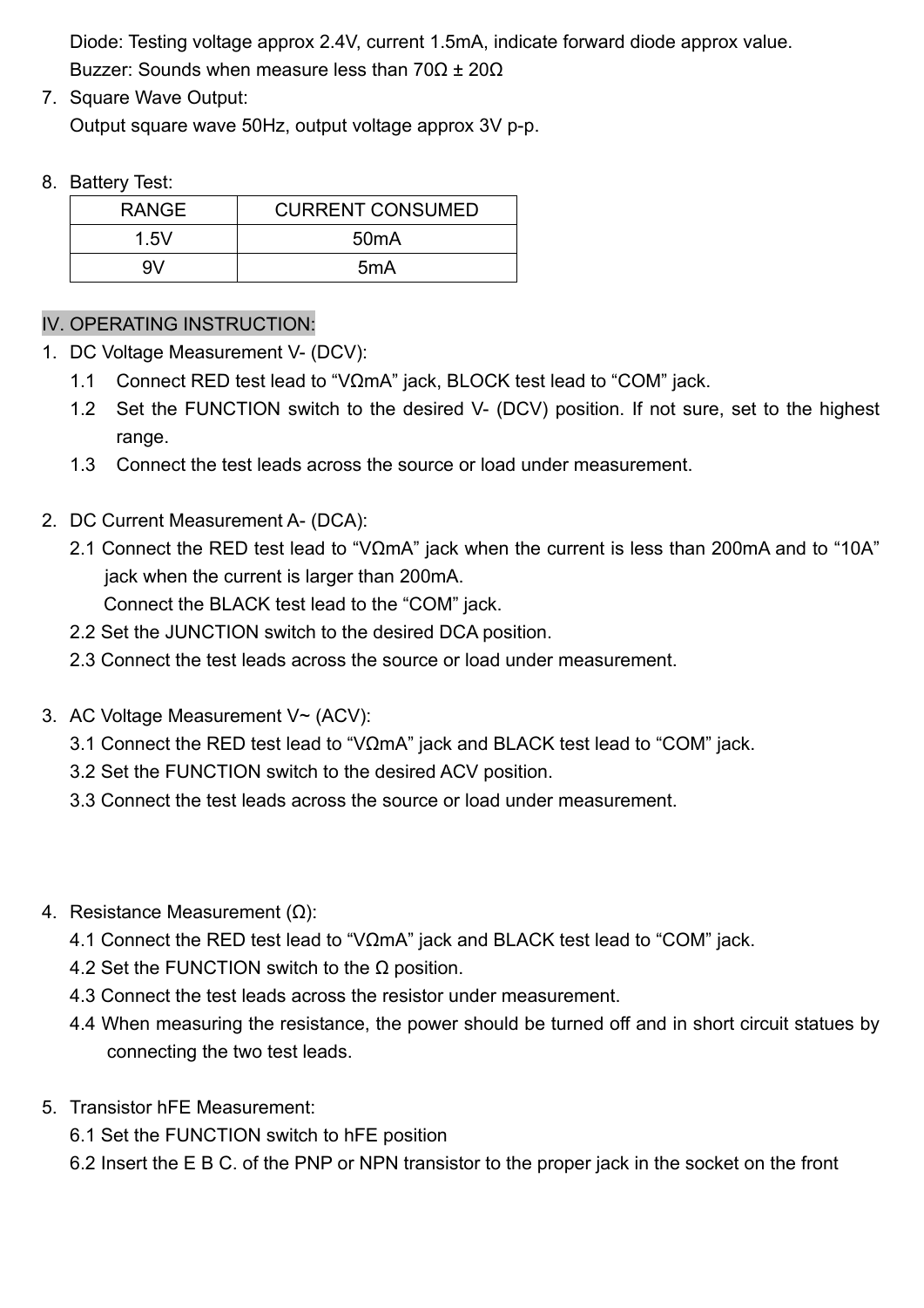Diode: Testing voltage approx 2.4V, current 1.5mA, indicate forward diode approx value.

Buzzer: Sounds when measure less than 70Ω ± 20Ω

7. Square Wave Output:

   Output square wave 50Hz, output voltage approx 3V p-p.

8. Battery Test:

| RANGE | CURRENT CONSUMED |
| --- | --- |
| 1.5V | 50mA |
| 9V | 5mA |

## IV. OPERATING INSTRUCTION:

1. DC Voltage Measurement V- (DCV):
   - 1.1 Connect RED test lead to “VΩmA” jack, BLOCK test lead to “COM” jack.
   - 1.2 Set the FUNCTION switch to the desired V- (DCV) position. If not sure, set to the highest range.
   - 1.3 Connect the test leads across the source or load under measurement.

2. DC Current Measurement A- (DCA):
   - 2.1 Connect the RED test lead to “VΩmA” jack when the current is less than 200mA and to “10A” jack when the current is larger than 200mA.
     Connect the BLACK test lead to the “COM” jack.
   - 2.2 Set the JUNCTION switch to the desired DCA position.
   - 2.3 Connect the test leads across the source or load under measurement.

3. AC Voltage Measurement V~ (ACV):
   - 3.1 Connect the RED test lead to “VΩmA” jack and BLACK test lead to “COM” jack.
   - 3.2 Set the FUNCTION switch to the desired ACV position.
   - 3.3 Connect the test leads across the source or load under measurement.

4. Resistance Measurement (Ω):
   - 4.1 Connect the RED test lead to “VΩmA” jack and BLACK test lead to “COM” jack.
   - 4.2 Set the FUNCTION switch to the Ω position.
   - 4.3 Connect the test leads across the resistor under measurement.
   - 4.4 When measuring the resistance, the power should be turned off and in short circuit statues by connecting the two test leads.

5. Transistor hFE Measurement:
   - 6.1 Set the FUNCTION switch to hFE position
   - 6.2 Insert the E B C. of the PNP or NPN transistor to the proper jack in the socket on the front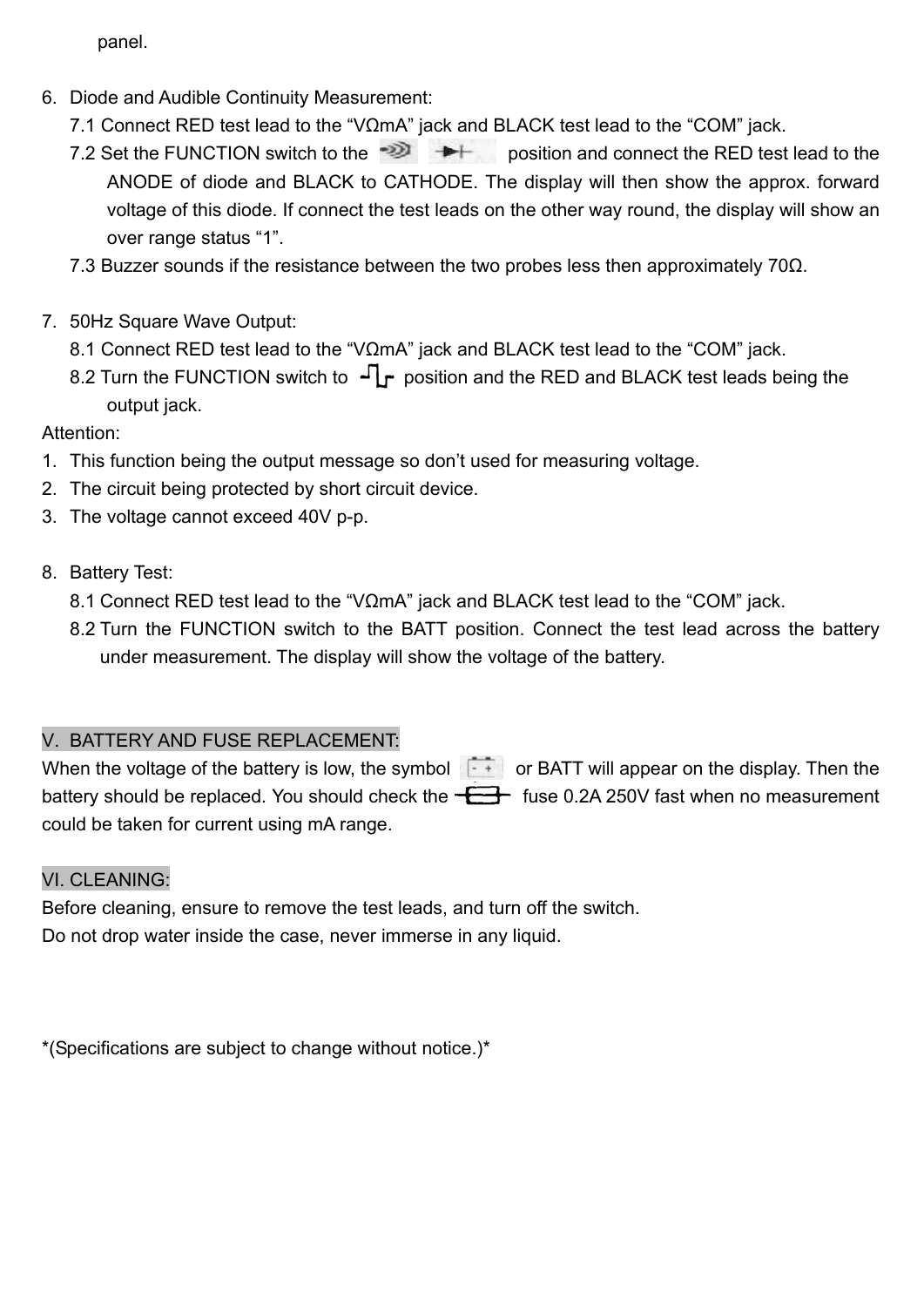panel.

6. Diode and Audible Continuity Measurement:

   7.1 Connect RED test lead to the “VΩmA” jack and BLACK test lead to the “COM” jack.

   7.2 Set the FUNCTION switch to the position and connect the RED test lead to the ANODE of diode and BLACK to CATHODE. The display will then show the approx. forward voltage of this diode. If connect the test leads on the other way round, the display will show an over range status “1”.

   7.3 Buzzer sounds if the resistance between the two probes less then approximately 70Ω.

7. 50Hz Square Wave Output:

   8.1 Connect RED test lead to the “VΩmA” jack and BLACK test lead to the “COM” jack.

   8.2 Turn the FUNCTION switch to position and the RED and BLACK test leads being the output jack.

Attention:

1. This function being the output message so don’t used for measuring voltage.
2. The circuit being protected by short circuit device.
3. The voltage cannot exceed 40V p-p.

8. Battery Test:

   8.1 Connect RED test lead to the “VΩmA” jack and BLACK test lead to the “COM” jack.

   8.2 Turn the FUNCTION switch to the BATT position. Connect the test lead across the battery under measurement. The display will show the voltage of the battery.

## V. BATTERY AND FUSE REPLACEMENT:

When the voltage of the battery is low, the symbol or BATT will appear on the display. Then the battery should be replaced. You should check the fuse 0.2A 250V fast when no measurement could be taken for current using mA range.

## VI. CLEANING:

Before cleaning, ensure to remove the test leads, and turn off the switch.
Do not drop water inside the case, never immerse in any liquid.

*(Specifications are subject to change without notice.)*